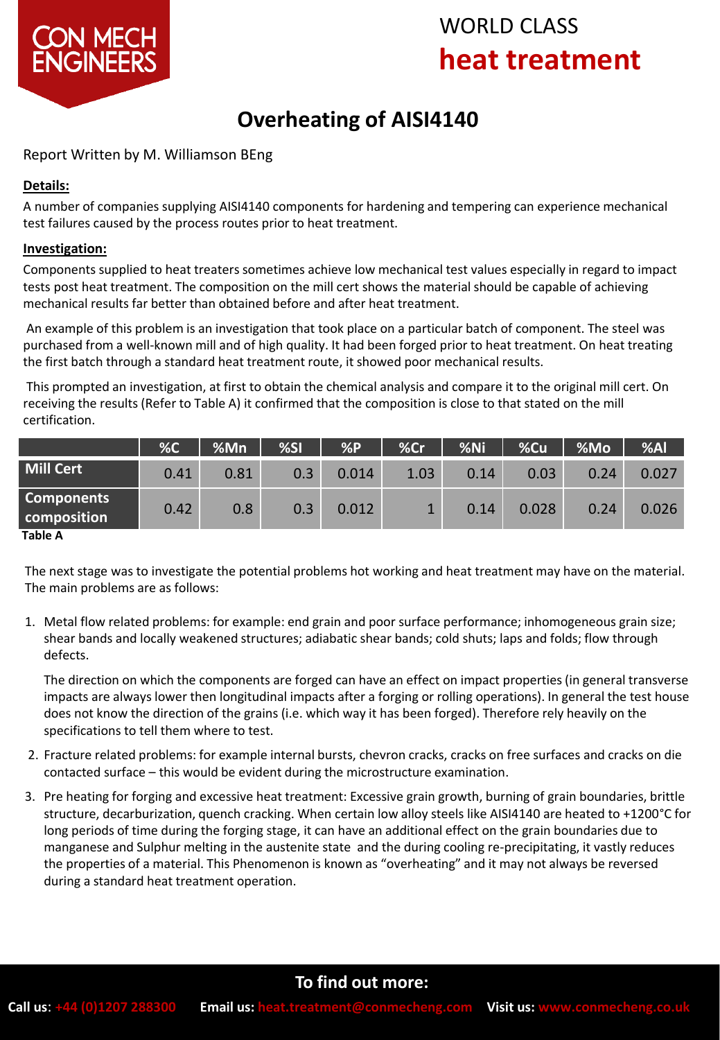CON MECH ENGINEERS

WORLD CLASS **heat treatment**

# Overheating of AISI4140

Report Written by M. Williamson BEng

**Details:**

A number of companies supplying AISI4140 components for hardening and tempering can experience mechanical test failures caused by the process routes prior to heat treatment.

**Investigation:**

Components supplied to heat treaters sometimes achieve low mechanical test values especially in regard to impact tests post heat treatment. The composition on the mill cert shows the material should be capable of achieving mechanical results far better than obtained before and after heat treatment.

An example of this problem is an investigation that took place on a particular batch of component. The steel was purchased from a well-known mill and of high quality. It had been forged prior to heat treatment. On heat treating the first batch through a standard heat treatment route, it showed poor mechanical results.

This prompted an investigation, at first to obtain the chemical analysis and compare it to the original mill cert. On receiving the results (Refer to Table A) it confirmed that the composition is close to that stated on the mill certification.

| | %C | %Mn | %SI | %P | %Cr | %Ni | %Cu | %Mo | %Al |
|---|---|---|---|---|---|---|---|---|---|
| **Mill Cert** | 0.41 | 0.81 | 0.3 | 0.014 | 1.03 | 0.14 | 0.03 | 0.24 | 0.027 |
| **Components composition** | 0.42 | 0.8 | 0.3 | 0.012 | 1 | 0.14 | 0.028 | 0.24 | 0.026 |

**Table A**

The next stage was to investigate the potential problems hot working and heat treatment may have on the material. The main problems are as follows:

1. Metal flow related problems: for example: end grain and poor surface performance; inhomogeneous grain size; shear bands and locally weakened structures; adiabatic shear bands; cold shuts; laps and folds; flow through defects.

   The direction on which the components are forged can have an effect on impact properties (in general transverse impacts are always lower then longitudinal impacts after a forging or rolling operations). In general the test house does not know the direction of the grains (i.e. which way it has been forged). Therefore rely heavily on the specifications to tell them where to test.

2. Fracture related problems: for example internal bursts, chevron cracks, cracks on free surfaces and cracks on die contacted surface – this would be evident during the microstructure examination.

3. Pre heating for forging and excessive heat treatment: Excessive grain growth, burning of grain boundaries, brittle structure, decarburization, quench cracking. When certain low alloy steels like AISI4140 are heated to +1200°C for long periods of time during the forging stage, it can have an additional effect on the grain boundaries due to manganese and Sulphur melting in the austenite state and the during cooling re-precipitating, it vastly reduces the properties of a material. This Phenomenon is known as "overheating" and it may not always be reversed during a standard heat treatment operation.

**To find out more:**

**Call us:** +44 (0)1207 288300 **Email us:** heat.treatment@conmecheng.com **Visit us:** www.conmecheng.co.uk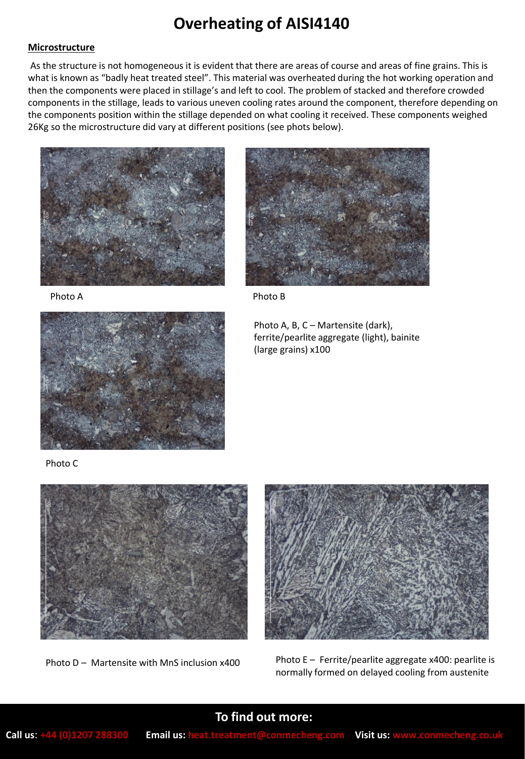# Overheating of AISI4140

**Microstructure**

As the structure is not homogeneous it is evident that there are areas of course and areas of fine grains. This is what is known as "badly heat treated steel". This material was overheated during the hot working operation and then the components were placed in stillage's and left to cool. The problem of stacked and therefore crowded components in the stillage, leads to various uneven cooling rates around the component, therefore depending on the components position within the stillage depended on what cooling it received. These components weighed 26Kg so the microstructure did vary at different positions (see phots below).

Photo A

Photo B

Photo A, B, C – Martensite (dark), ferrite/pearlite aggregate (light), bainite (large grains) x100

Photo C

Photo D – Martensite with MnS inclusion x400

Photo E – Ferrite/pearlite aggregate x400: pearlite is normally formed on delayed cooling from austenite

## To find out more:

**Call us**: +44 (0)1207 288300 **Email us:** heat.treatment@conmecheng.com **Visit us:** www.conmecheng.co.uk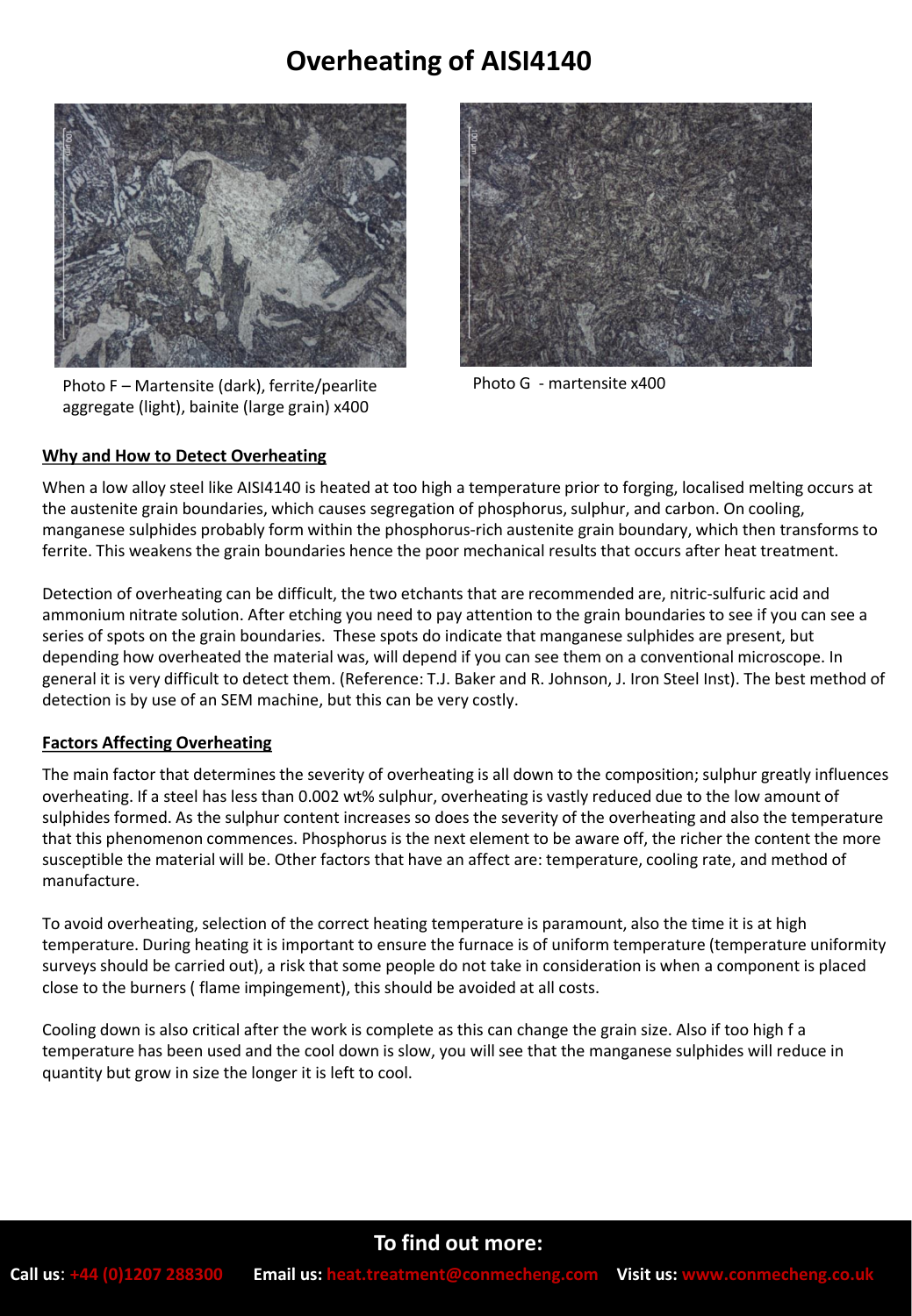# Overheating of AISI4140

Photo F – Martensite (dark), ferrite/pearlite aggregate (light), bainite (large grain) x400

Photo G - martensite x400

## Why and How to Detect Overheating

When a low alloy steel like AISI4140 is heated at too high a temperature prior to forging, localised melting occurs at the austenite grain boundaries, which causes segregation of phosphorus, sulphur, and carbon. On cooling, manganese sulphides probably form within the phosphorus-rich austenite grain boundary, which then transforms to ferrite. This weakens the grain boundaries hence the poor mechanical results that occurs after heat treatment.

Detection of overheating can be difficult, the two etchants that are recommended are, nitric-sulfuric acid and ammonium nitrate solution. After etching you need to pay attention to the grain boundaries to see if you can see a series of spots on the grain boundaries. These spots do indicate that manganese sulphides are present, but depending how overheated the material was, will depend if you can see them on a conventional microscope. In general it is very difficult to detect them. (Reference: T.J. Baker and R. Johnson, J. Iron Steel Inst). The best method of detection is by use of an SEM machine, but this can be very costly.

## Factors Affecting Overheating

The main factor that determines the severity of overheating is all down to the composition; sulphur greatly influences overheating. If a steel has less than 0.002 wt% sulphur, overheating is vastly reduced due to the low amount of sulphides formed. As the sulphur content increases so does the severity of the overheating and also the temperature that this phenomenon commences. Phosphorus is the next element to be aware off, the richer the content the more susceptible the material will be. Other factors that have an affect are: temperature, cooling rate, and method of manufacture.

To avoid overheating, selection of the correct heating temperature is paramount, also the time it is at high temperature. During heating it is important to ensure the furnace is of uniform temperature (temperature uniformity surveys should be carried out), a risk that some people do not take in consideration is when a component is placed close to the burners ( flame impingement), this should be avoided at all costs.

Cooling down is also critical after the work is complete as this can change the grain size. Also if too high f a temperature has been used and the cool down is slow, you will see that the manganese sulphides will reduce in quantity but grow in size the longer it is left to cool.

**To find out more:**

**Call us**: +44 (0)1207 288300 **Email us:** heat.treatment@conmecheng.com **Visit us:** www.conmecheng.co.uk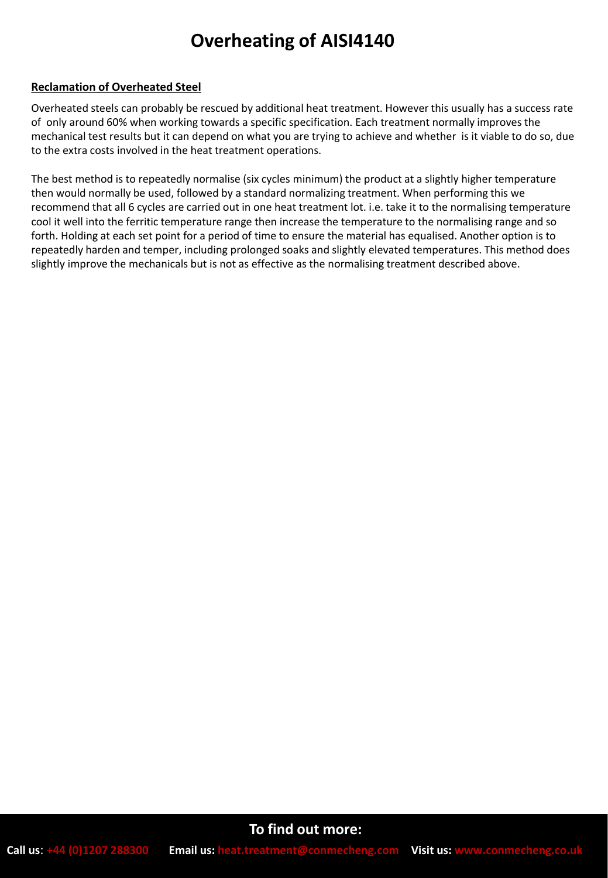# Overheating of AISI4140

## Reclamation of Overheated Steel

Overheated steels can probably be rescued by additional heat treatment. However this usually has a success rate of only around 60% when working towards a specific specification. Each treatment normally improves the mechanical test results but it can depend on what you are trying to achieve and whether is it viable to do so, due to the extra costs involved in the heat treatment operations.

The best method is to repeatedly normalise (six cycles minimum) the product at a slightly higher temperature then would normally be used, followed by a standard normalizing treatment. When performing this we recommend that all 6 cycles are carried out in one heat treatment lot. i.e. take it to the normalising temperature cool it well into the ferritic temperature range then increase the temperature to the normalising range and so forth. Holding at each set point for a period of time to ensure the material has equalised. Another option is to repeatedly harden and temper, including prolonged soaks and slightly elevated temperatures. This method does slightly improve the mechanicals but is not as effective as the normalising treatment described above.